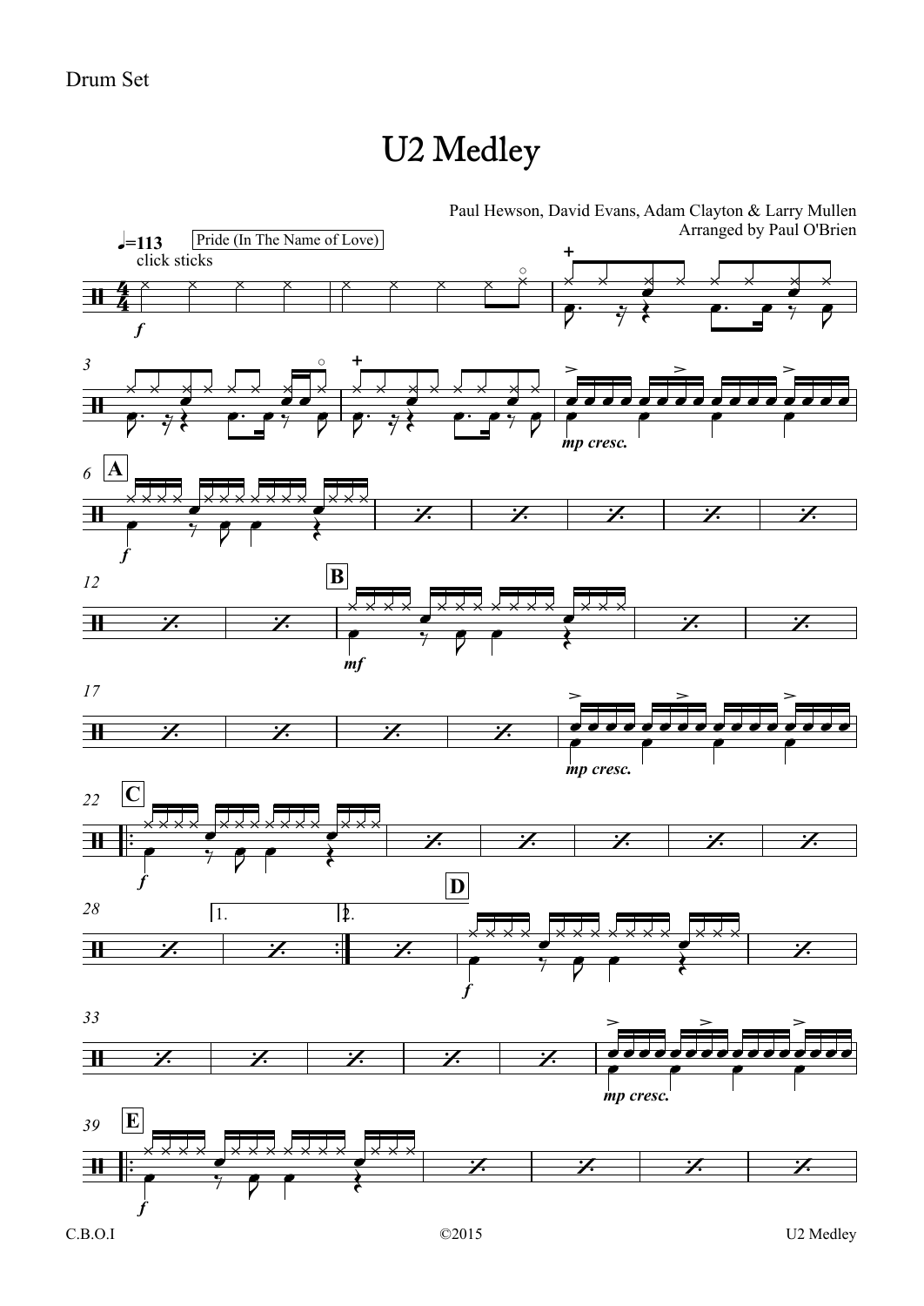Drum Set

# U2 Medley

Paul Hewson, David Evans, Adam Clayton & Larry Mullen
Arranged by Paul O'Brien

♩=113 Pride (In The Name of Love)

click sticks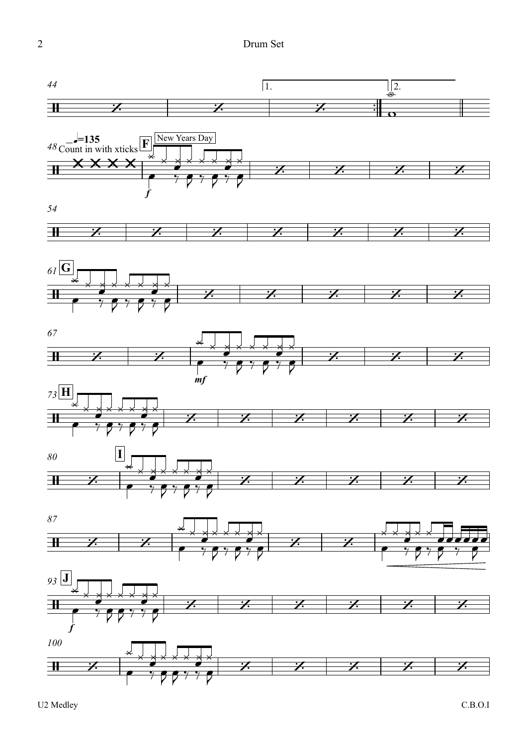44

1. 2.

48 ♩=135 Count in with xticks **F** New Years Day

*f*

54

61 **G**

67

*mf*

73 **H**

80 **I**

87

93 **J**

*f*

100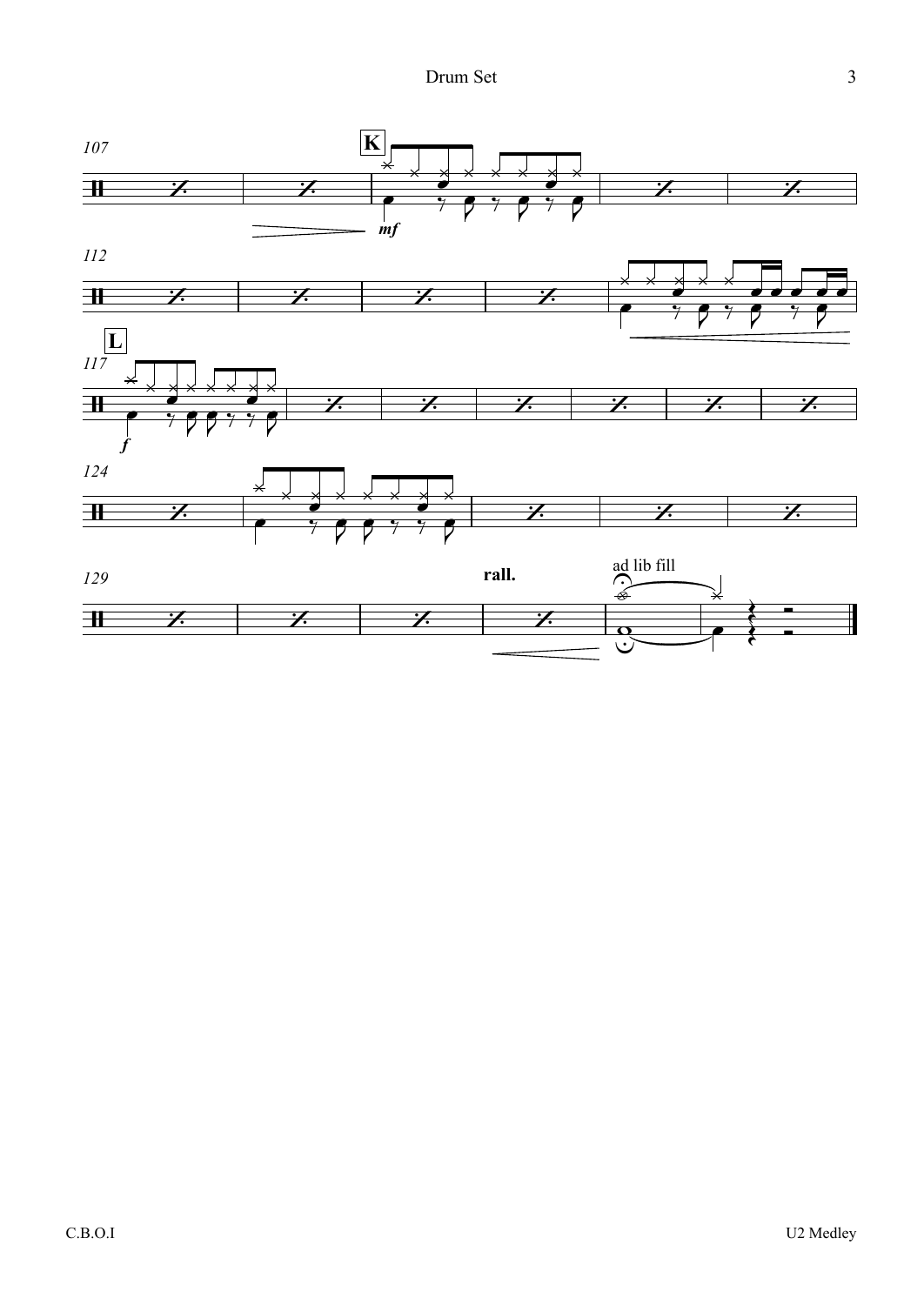107

K

*mf*

112

L

117

*f*

124

129

rall.

ad lib fill